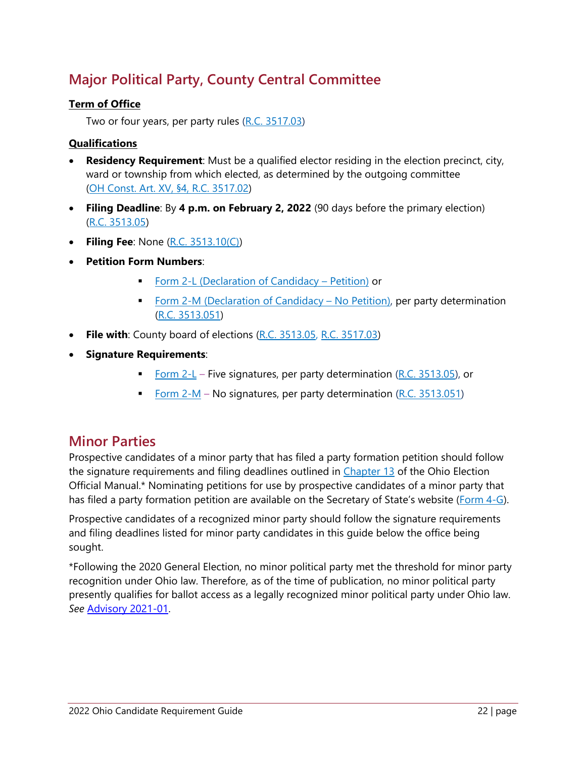## Major Political Party, County Central Committee

**Term of Office**

Two or four years, per party rules (R.C. 3517.03)

**Qualifications**

- **Residency Requirement**: Must be a qualified elector residing in the election precinct, city, ward or township from which elected, as determined by the outgoing committee (OH Const. Art. XV, §4, R.C. 3517.02)
- **Filing Deadline**: By **4 p.m. on February 2, 2022** (90 days before the primary election) (R.C. 3513.05)
- **Filing Fee**: None (R.C. 3513.10(C))
- **Petition Form Numbers**:
  - Form 2-L (Declaration of Candidacy – Petition) or
  - Form 2-M (Declaration of Candidacy – No Petition), per party determination (R.C. 3513.051)
- **File with**: County board of elections (R.C. 3513.05, R.C. 3517.03)
- **Signature Requirements**:
  - Form 2-L – Five signatures, per party determination (R.C. 3513.05), or
  - Form 2-M – No signatures, per party determination (R.C. 3513.051)

## Minor Parties

Prospective candidates of a minor party that has filed a party formation petition should follow the signature requirements and filing deadlines outlined in Chapter 13 of the Ohio Election Official Manual.* Nominating petitions for use by prospective candidates of a minor party that has filed a party formation petition are available on the Secretary of State's website (Form 4-G).

Prospective candidates of a recognized minor party should follow the signature requirements and filing deadlines listed for minor party candidates in this guide below the office being sought.

*Following the 2020 General Election, no minor political party met the threshold for minor party recognition under Ohio law. Therefore, as of the time of publication, no minor political party presently qualifies for ballot access as a legally recognized minor political party under Ohio law. *See* Advisory 2021-01.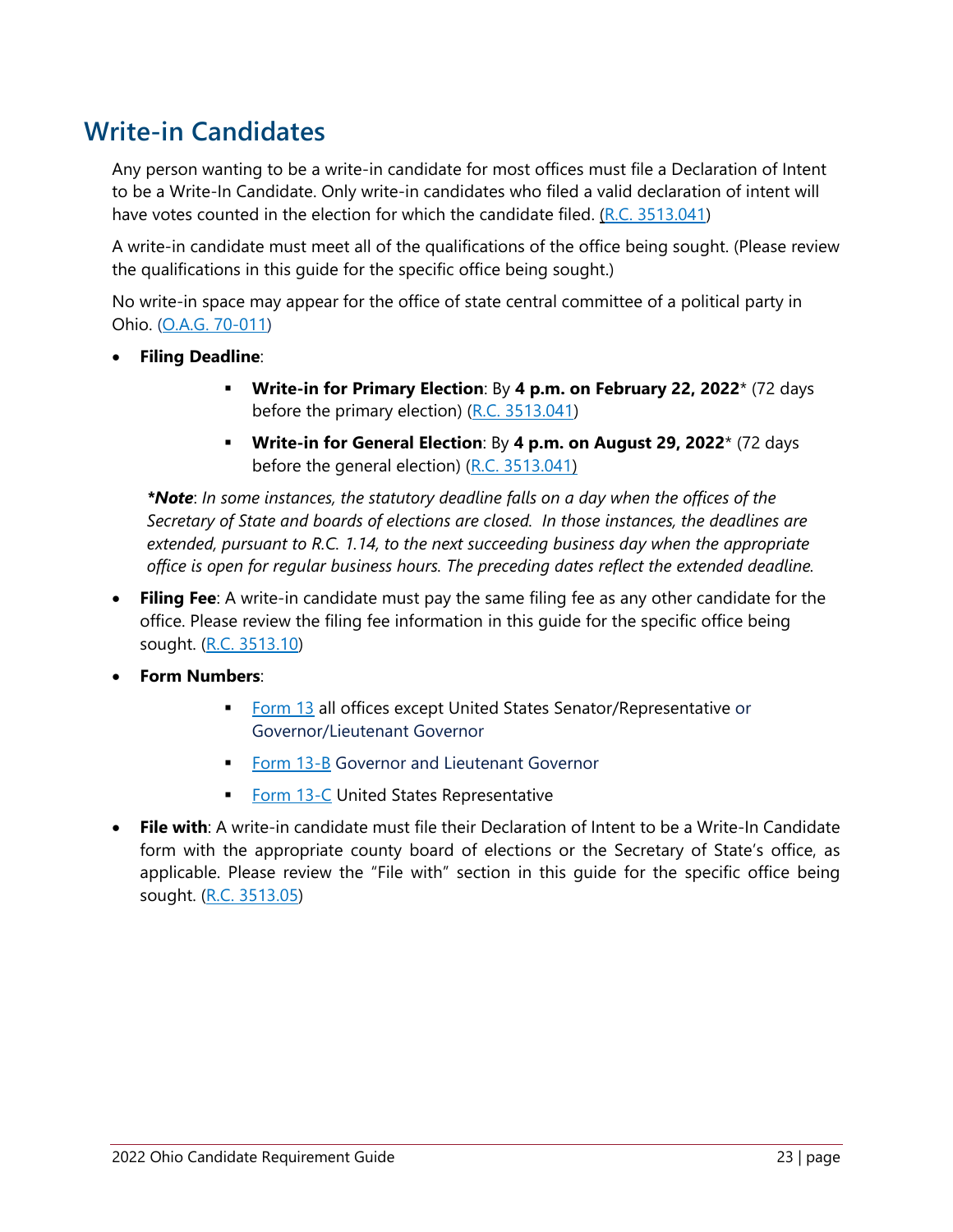## Write-in Candidates

Any person wanting to be a write-in candidate for most offices must file a Declaration of Intent to be a Write-In Candidate. Only write-in candidates who filed a valid declaration of intent will have votes counted in the election for which the candidate filed. (R.C. 3513.041)

A write-in candidate must meet all of the qualifications of the office being sought. (Please review the qualifications in this guide for the specific office being sought.)

No write-in space may appear for the office of state central committee of a political party in Ohio. (O.A.G. 70-011)

- **Filing Deadline**:
  - **Write-in for Primary Election**: By **4 p.m. on February 22, 2022*** (72 days before the primary election) (R.C. 3513.041)
  - **Write-in for General Election**: By **4 p.m. on August 29, 2022*** (72 days before the general election) (R.C. 3513.041)

  ***Note**: *In some instances, the statutory deadline falls on a day when the offices of the Secretary of State and boards of elections are closed. In those instances, the deadlines are extended, pursuant to R.C. 1.14, to the next succeeding business day when the appropriate office is open for regular business hours. The preceding dates reflect the extended deadline.*

- **Filing Fee**: A write-in candidate must pay the same filing fee as any other candidate for the office. Please review the filing fee information in this guide for the specific office being sought. (R.C. 3513.10)
- **Form Numbers**:
  - Form 13 all offices except United States Senator/Representative or Governor/Lieutenant Governor
  - Form 13-B Governor and Lieutenant Governor
  - Form 13-C United States Representative
- **File with**: A write-in candidate must file their Declaration of Intent to be a Write-In Candidate form with the appropriate county board of elections or the Secretary of State's office, as applicable. Please review the "File with" section in this guide for the specific office being sought. (R.C. 3513.05)